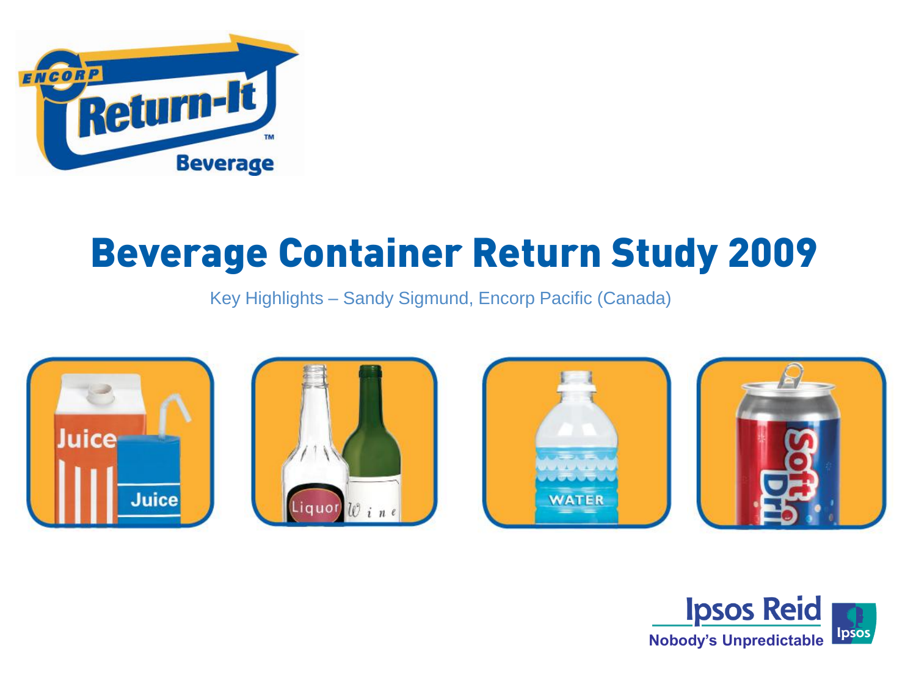# Beverage Container Return Study 2009

Key Highlights – Sandy Sigmund, Encorp Pacific (Canada)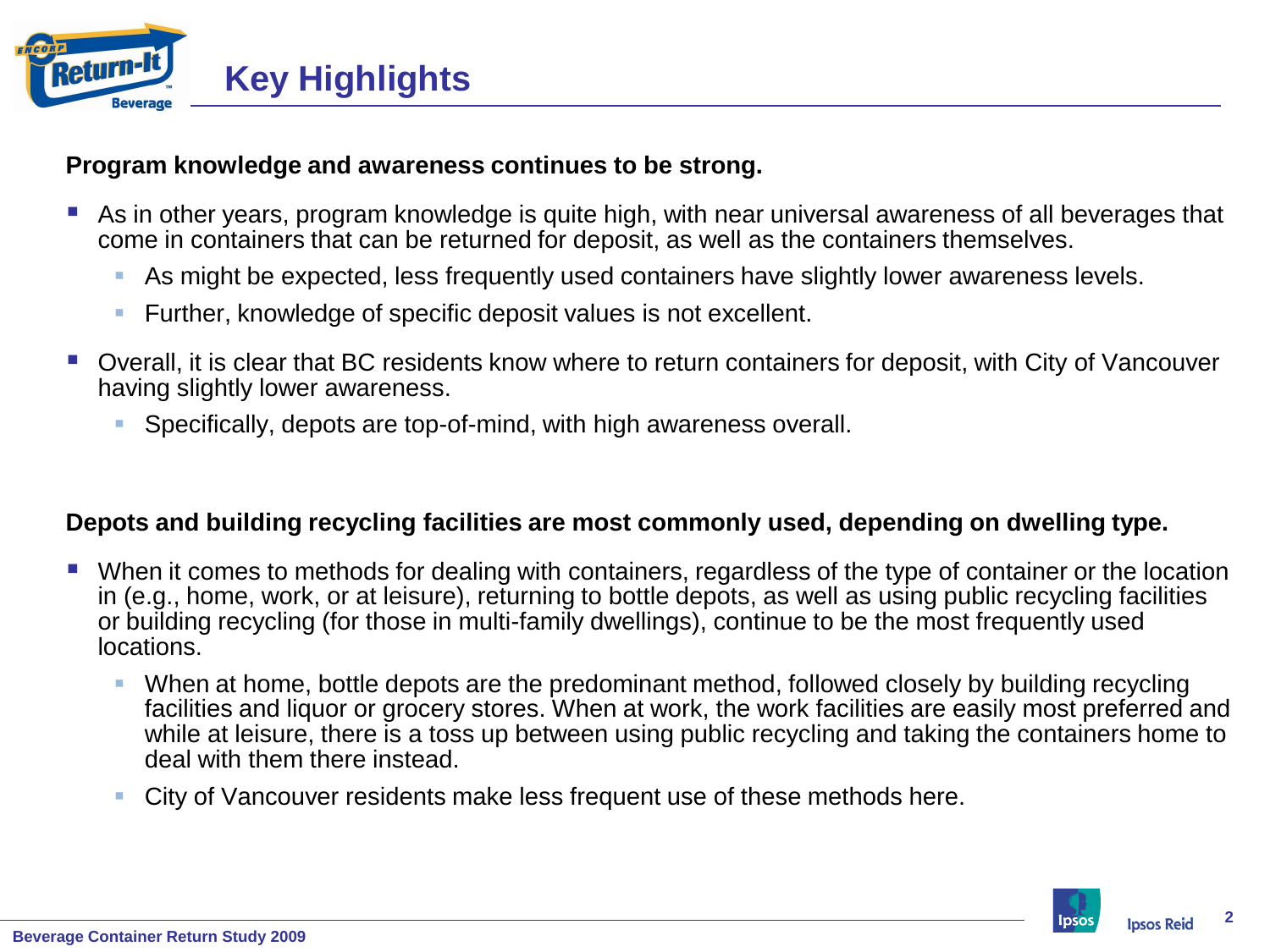# Key Highlights

**Program knowledge and awareness continues to be strong.**

- As in other years, program knowledge is quite high, with near universal awareness of all beverages that come in containers that can be returned for deposit, as well as the containers themselves.
  - As might be expected, less frequently used containers have slightly lower awareness levels.
  - Further, knowledge of specific deposit values is not excellent.
- Overall, it is clear that BC residents know where to return containers for deposit, with City of Vancouver having slightly lower awareness.
  - Specifically, depots are top-of-mind, with high awareness overall.

**Depots and building recycling facilities are most commonly used, depending on dwelling type.**

- When it comes to methods for dealing with containers, regardless of the type of container or the location in (e.g., home, work, or at leisure), returning to bottle depots, as well as using public recycling facilities or building recycling (for those in multi-family dwellings), continue to be the most frequently used locations.
  - When at home, bottle depots are the predominant method, followed closely by building recycling facilities and liquor or grocery stores. When at work, the work facilities are easily most preferred and while at leisure, there is a toss up between using public recycling and taking the containers home to deal with them there instead.
  - City of Vancouver residents make less frequent use of these methods here.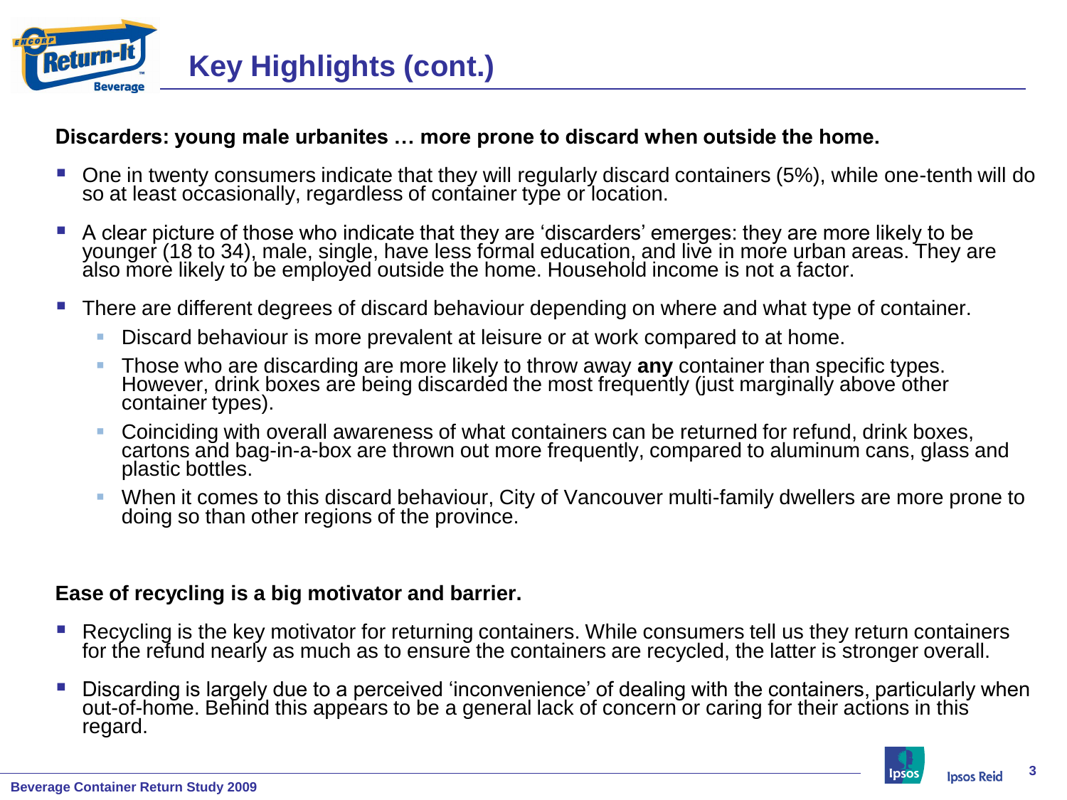# Key Highlights (cont.)

**Discarders: young male urbanites … more prone to discard when outside the home.**

- One in twenty consumers indicate that they will regularly discard containers (5%), while one-tenth will do so at least occasionally, regardless of container type or location.
- A clear picture of those who indicate that they are 'discarders' emerges: they are more likely to be younger (18 to 34), male, single, have less formal education, and live in more urban areas. They are also more likely to be employed outside the home. Household income is not a factor.
- There are different degrees of discard behaviour depending on where and what type of container.
  - Discard behaviour is more prevalent at leisure or at work compared to at home.
  - Those who are discarding are more likely to throw away **any** container than specific types. However, drink boxes are being discarded the most frequently (just marginally above other container types).
  - Coinciding with overall awareness of what containers can be returned for refund, drink boxes, cartons and bag-in-a-box are thrown out more frequently, compared to aluminum cans, glass and plastic bottles.
  - When it comes to this discard behaviour, City of Vancouver multi-family dwellers are more prone to doing so than other regions of the province.

**Ease of recycling is a big motivator and barrier.**

- Recycling is the key motivator for returning containers. While consumers tell us they return containers for the refund nearly as much as to ensure the containers are recycled, the latter is stronger overall.
- Discarding is largely due to a perceived 'inconvenience' of dealing with the containers, particularly when out-of-home. Behind this appears to be a general lack of concern or caring for their actions in this regard.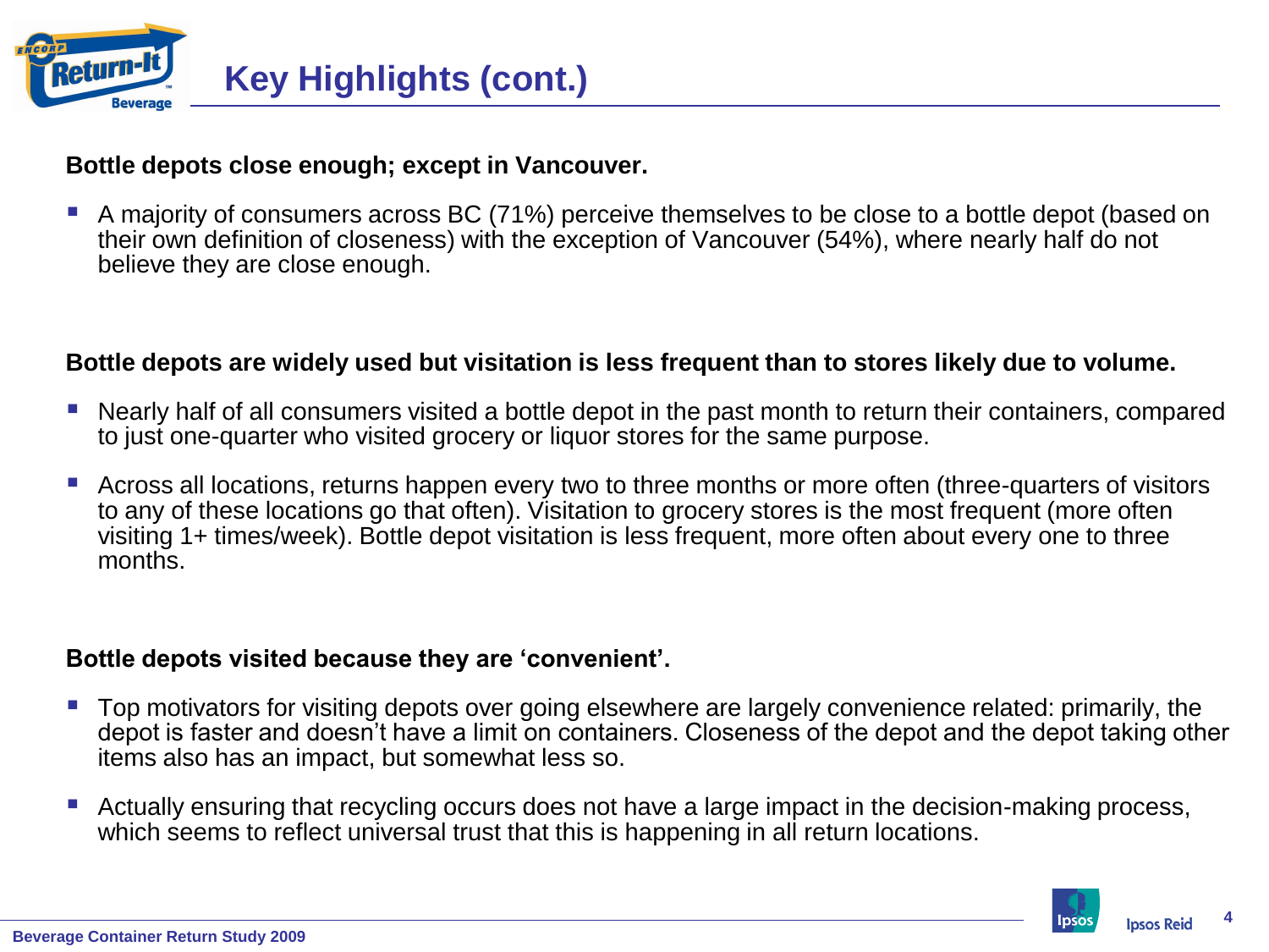# Key Highlights (cont.)

**Bottle depots close enough; except in Vancouver.**

- A majority of consumers across BC (71%) perceive themselves to be close to a bottle depot (based on their own definition of closeness) with the exception of Vancouver (54%), where nearly half do not believe they are close enough.

**Bottle depots are widely used but visitation is less frequent than to stores likely due to volume.**

- Nearly half of all consumers visited a bottle depot in the past month to return their containers, compared to just one-quarter who visited grocery or liquor stores for the same purpose.
- Across all locations, returns happen every two to three months or more often (three-quarters of visitors to any of these locations go that often). Visitation to grocery stores is the most frequent (more often visiting 1+ times/week). Bottle depot visitation is less frequent, more often about every one to three months.

**Bottle depots visited because they are 'convenient'.**

- Top motivators for visiting depots over going elsewhere are largely convenience related: primarily, the depot is faster and doesn't have a limit on containers. Closeness of the depot and the depot taking other items also has an impact, but somewhat less so.
- Actually ensuring that recycling occurs does not have a large impact in the decision-making process, which seems to reflect universal trust that this is happening in all return locations.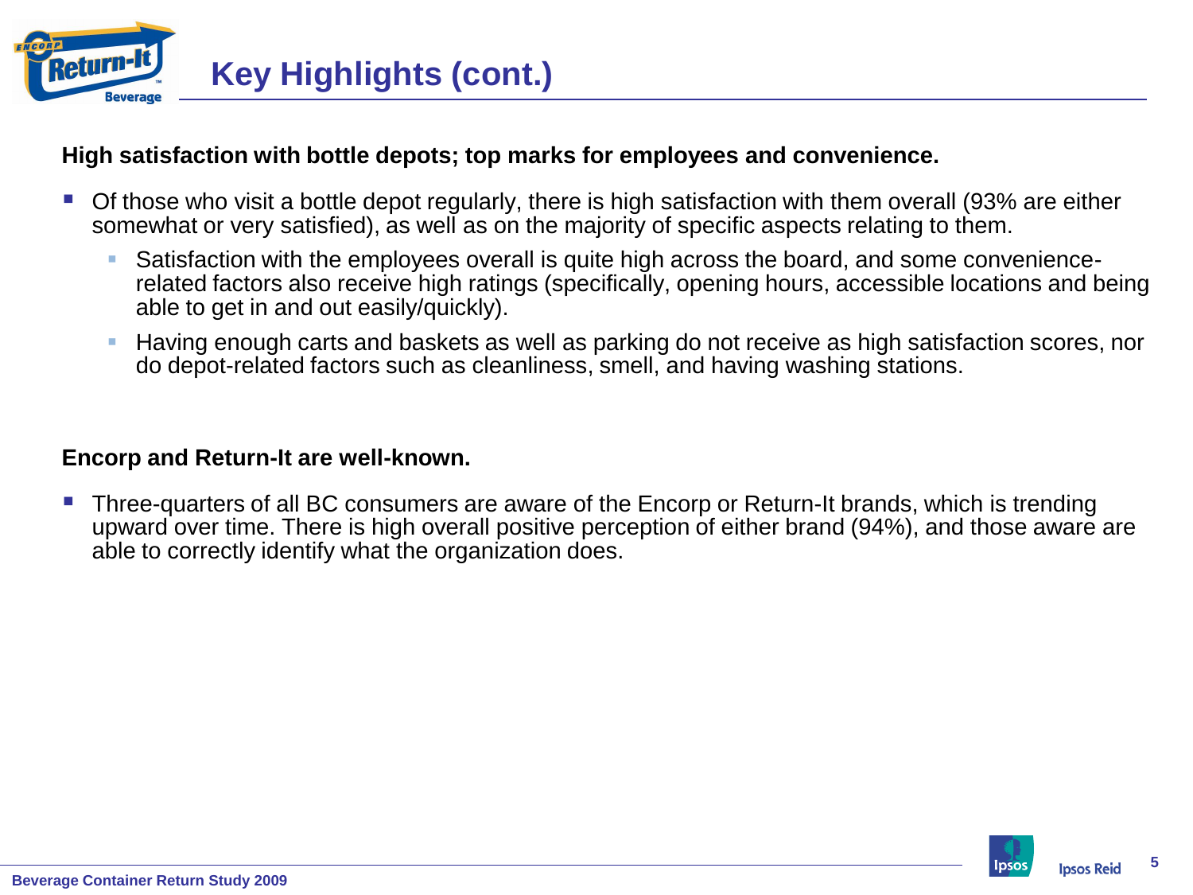# Key Highlights (cont.)

**High satisfaction with bottle depots; top marks for employees and convenience.**

- Of those who visit a bottle depot regularly, there is high satisfaction with them overall (93% are either somewhat or very satisfied), as well as on the majority of specific aspects relating to them.
  - Satisfaction with the employees overall is quite high across the board, and some convenience-related factors also receive high ratings (specifically, opening hours, accessible locations and being able to get in and out easily/quickly).
  - Having enough carts and baskets as well as parking do not receive as high satisfaction scores, nor do depot-related factors such as cleanliness, smell, and having washing stations.

**Encorp and Return-It are well-known.**

- Three-quarters of all BC consumers are aware of the Encorp or Return-It brands, which is trending upward over time. There is high overall positive perception of either brand (94%), and those aware are able to correctly identify what the organization does.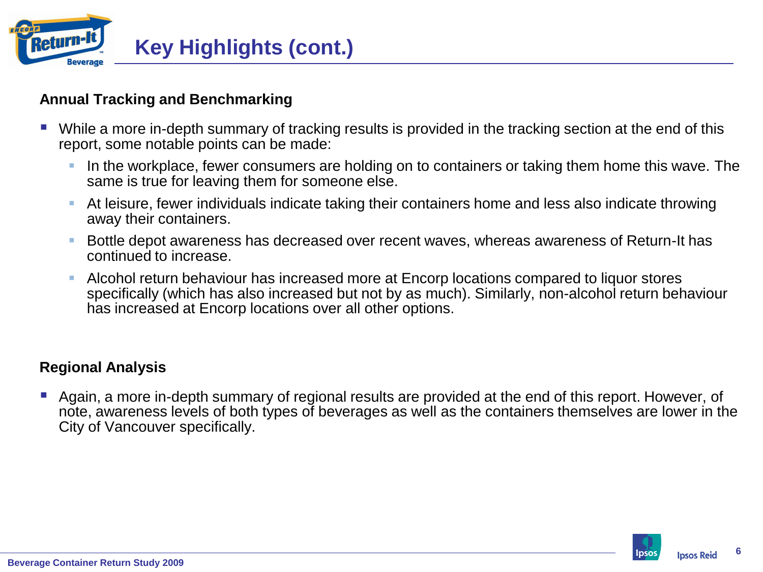# Key Highlights (cont.)

**Annual Tracking and Benchmarking**

- While a more in-depth summary of tracking results is provided in the tracking section at the end of this report, some notable points can be made:
  - In the workplace, fewer consumers are holding on to containers or taking them home this wave. The same is true for leaving them for someone else.
  - At leisure, fewer individuals indicate taking their containers home and less also indicate throwing away their containers.
  - Bottle depot awareness has decreased over recent waves, whereas awareness of Return-It has continued to increase.
  - Alcohol return behaviour has increased more at Encorp locations compared to liquor stores specifically (which has also increased but not by as much). Similarly, non-alcohol return behaviour has increased at Encorp locations over all other options.

**Regional Analysis**

- Again, a more in-depth summary of regional results are provided at the end of this report. However, of note, awareness levels of both types of beverages as well as the containers themselves are lower in the City of Vancouver specifically.